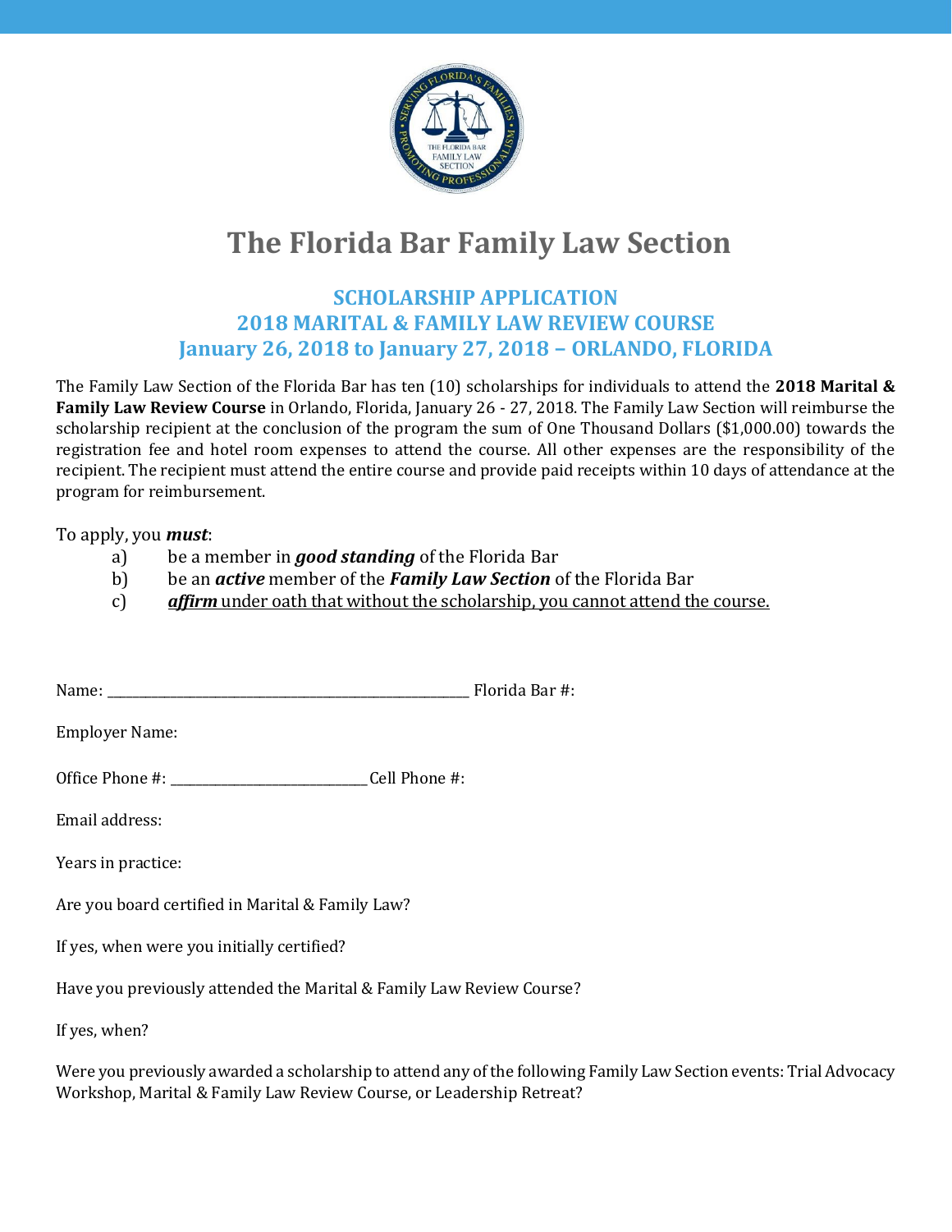# The Florida Bar Family Law Section

## SCHOLARSHIP APPLICATION
## 2018 MARITAL & FAMILY LAW REVIEW COURSE
## January 26, 2018 to January 27, 2018 – ORLANDO, FLORIDA

The Family Law Section of the Florida Bar has ten (10) scholarships for individuals to attend the **2018 Marital & Family Law Review Course** in Orlando, Florida, January 26 - 27, 2018. The Family Law Section will reimburse the scholarship recipient at the conclusion of the program the sum of One Thousand Dollars ($1,000.00) towards the registration fee and hotel room expenses to attend the course. All other expenses are the responsibility of the recipient. The recipient must attend the entire course and provide paid receipts within 10 days of attendance at the program for reimbursement.

To apply, you ***must***:

a) be a member in ***good standing*** of the Florida Bar
b) be an ***active*** member of the ***Family Law Section*** of the Florida Bar
c) ***affirm*** under oath that without the scholarship, you cannot attend the course.

Name: ______________________________________________ Florida Bar #:

Employer Name:

Office Phone #: __________________________ Cell Phone #:

Email address:

Years in practice:

Are you board certified in Marital & Family Law?

If yes, when were you initially certified?

Have you previously attended the Marital & Family Law Review Course?

If yes, when?

Were you previously awarded a scholarship to attend any of the following Family Law Section events: Trial Advocacy Workshop, Marital & Family Law Review Course, or Leadership Retreat?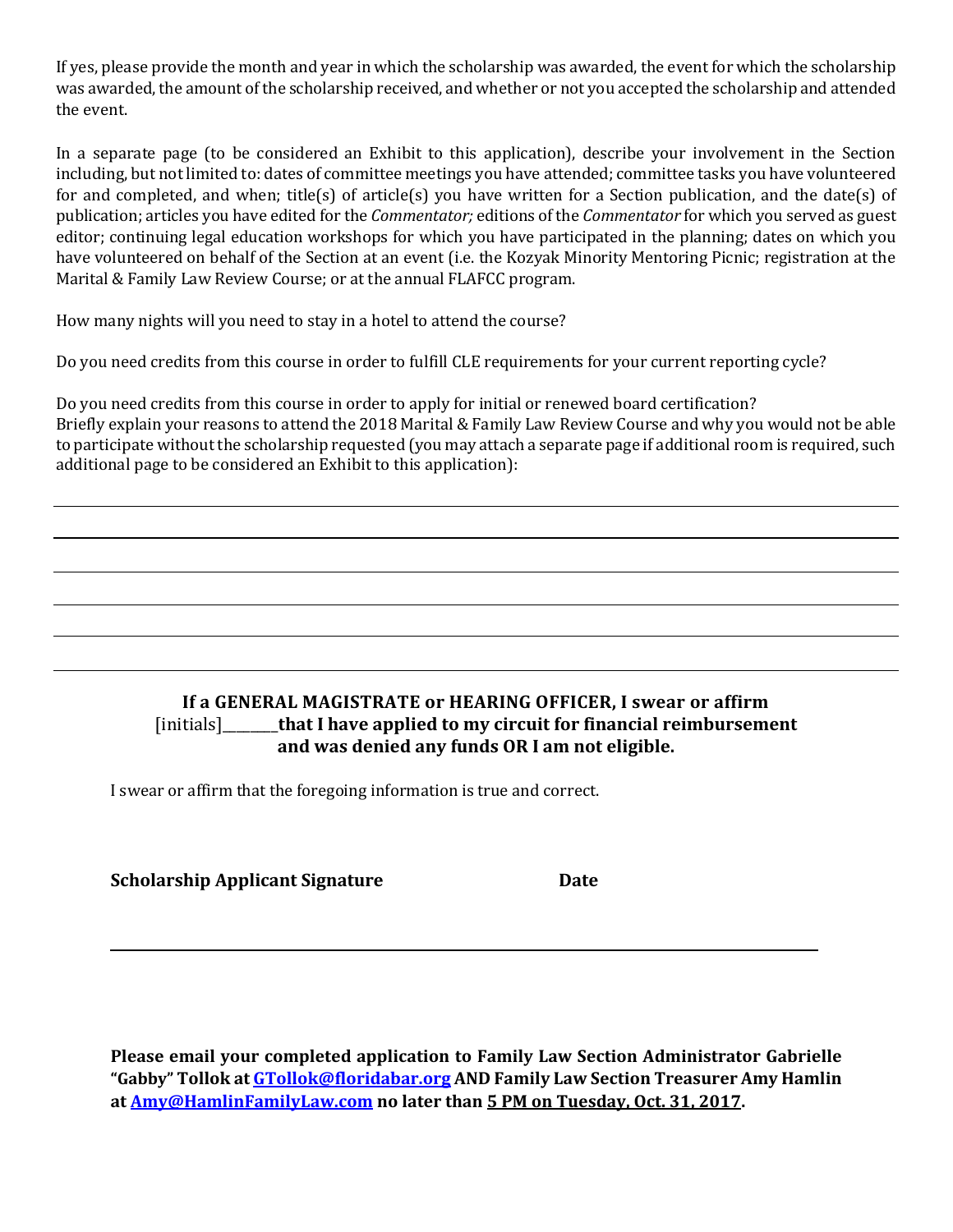If yes, please provide the month and year in which the scholarship was awarded, the event for which the scholarship was awarded, the amount of the scholarship received, and whether or not you accepted the scholarship and attended the event.

In a separate page (to be considered an Exhibit to this application), describe your involvement in the Section including, but not limited to: dates of committee meetings you have attended; committee tasks you have volunteered for and completed, and when; title(s) of article(s) you have written for a Section publication, and the date(s) of publication; articles you have edited for the *Commentator;* editions of the *Commentator* for which you served as guest editor; continuing legal education workshops for which you have participated in the planning; dates on which you have volunteered on behalf of the Section at an event (i.e. the Kozyak Minority Mentoring Picnic; registration at the Marital & Family Law Review Course; or at the annual FLAFCC program.

How many nights will you need to stay in a hotel to attend the course?

Do you need credits from this course in order to fulfill CLE requirements for your current reporting cycle?

Do you need credits from this course in order to apply for initial or renewed board certification?
Briefly explain your reasons to attend the 2018 Marital & Family Law Review Course and why you would not be able to participate without the scholarship requested (you may attach a separate page if additional room is required, such additional page to be considered an Exhibit to this application):

______________________________________________________________________

______________________________________________________________________

______________________________________________________________________

______________________________________________________________________

______________________________________________________________________

**If a GENERAL MAGISTRATE or HEARING OFFICER, I swear or affirm** [initials]________**that I have applied to my circuit for financial reimbursement and was denied any funds OR I am not eligible.**

I swear or affirm that the foregoing information is true and correct.

**Scholarship Applicant Signature** **Date**

______________________________________________________________________

**Please email your completed application to Family Law Section Administrator Gabrielle "Gabby" Tollok at GTollok@floridabar.org AND Family Law Section Treasurer Amy Hamlin at Amy@HamlinFamilyLaw.com no later than 5 PM on Tuesday, Oct. 31, 2017.**